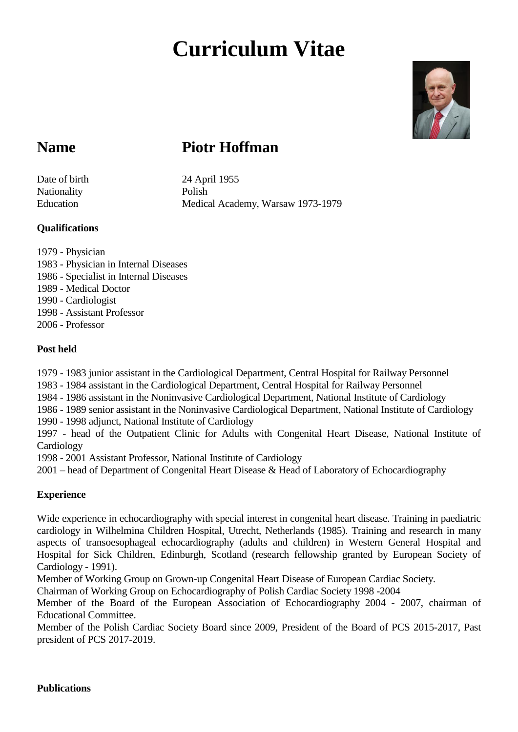# Curriculum Vitae

## Name — Piotr Hoffman

| | |
|---|---|
| Date of birth | 24 April 1955 |
| Nationality | Polish |
| Education | Medical Academy, Warsaw 1973-1979 |

**Qualifications**

1979 - Physician
1983 - Physician in Internal Diseases
1986 - Specialist in Internal Diseases
1989 - Medical Doctor
1990 - Cardiologist
1998 - Assistant Professor
2006 - Professor

**Post held**

1979 - 1983 junior assistant in the Cardiological Department, Central Hospital for Railway Personnel
1983 - 1984 assistant in the Cardiological Department, Central Hospital for Railway Personnel
1984 - 1986 assistant in the Noninvasive Cardiological Department, National Institute of Cardiology
1986 - 1989 senior assistant in the Noninvasive Cardiological Department, National Institute of Cardiology
1990 - 1998 adjunct, National Institute of Cardiology
1997 - head of the Outpatient Clinic for Adults with Congenital Heart Disease, National Institute of Cardiology
1998 - 2001 Assistant Professor, National Institute of Cardiology
2001 – head of Department of Congenital Heart Disease & Head of Laboratory of Echocardiography

**Experience**

Wide experience in echocardiography with special interest in congenital heart disease. Training in paediatric cardiology in Wilhelmina Children Hospital, Utrecht, Netherlands (1985). Training and research in many aspects of transoesophageal echocardiography (adults and children) in Western General Hospital and Hospital for Sick Children, Edinburgh, Scotland (research fellowship granted by European Society of Cardiology - 1991).
Member of Working Group on Grown-up Congenital Heart Disease of European Cardiac Society.
Chairman of Working Group on Echocardiography of Polish Cardiac Society 1998 -2004
Member of the Board of the European Association of Echocardiography 2004 - 2007, chairman of Educational Committee.
Member of the Polish Cardiac Society Board since 2009, President of the Board of PCS 2015-2017, Past president of PCS 2017-2019.

**Publications**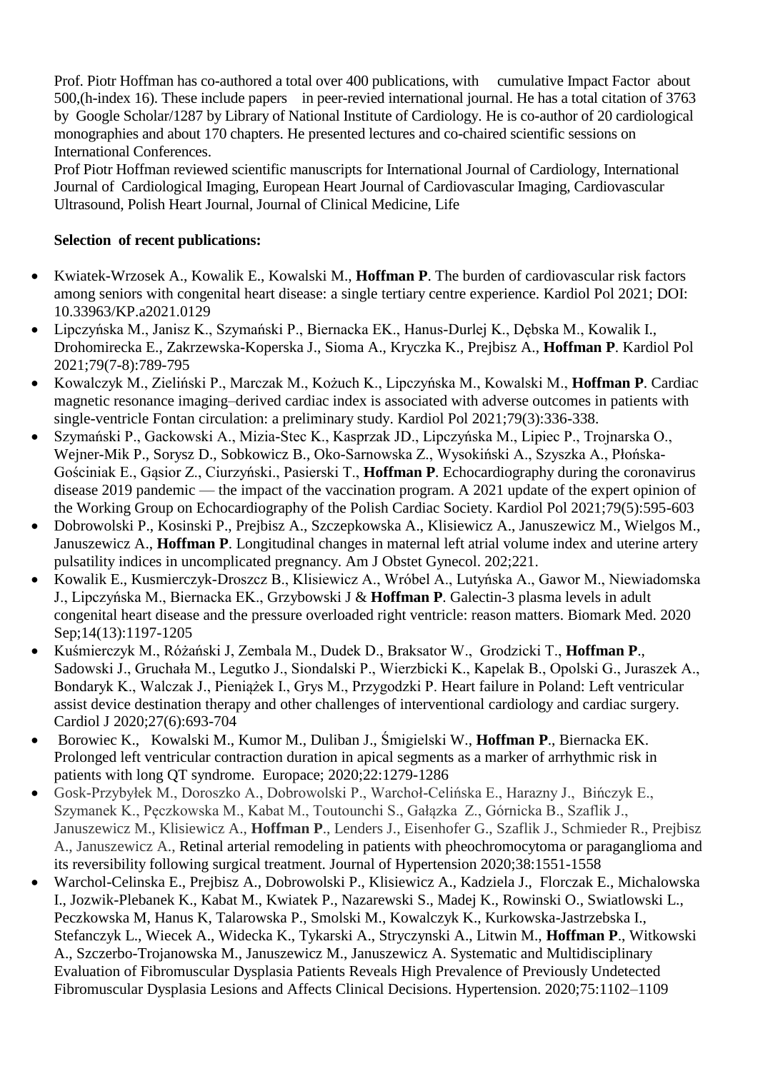Prof. Piotr Hoffman has co-authored a total over 400 publications, with cumulative Impact Factor about 500,(h-index 16). These include papers in peer-revied international journal. He has a total citation of 3763 by Google Scholar/1287 by Library of National Institute of Cardiology. He is co-author of 20 cardiological monographies and about 170 chapters. He presented lectures and co-chaired scientific sessions on International Conferences.

Prof Piotr Hoffman reviewed scientific manuscripts for International Journal of Cardiology, International Journal of Cardiological Imaging, European Heart Journal of Cardiovascular Imaging, Cardiovascular Ultrasound, Polish Heart Journal, Journal of Clinical Medicine, Life

**Selection of recent publications:**

- Kwiatek-Wrzosek A., Kowalik E., Kowalski M., **Hoffman P**. The burden of cardiovascular risk factors among seniors with congenital heart disease: a single tertiary centre experience. Kardiol Pol 2021; DOI: 10.33963/KP.a2021.0129
- Lipczyńska M., Janisz K., Szymański P., Biernacka EK., Hanus-Durlej K., Dębska M., Kowalik I., Drohomirecka E., Zakrzewska-Koperska J., Sioma A., Kryczka K., Prejbisz A., **Hoffman P**. Kardiol Pol 2021;79(7-8):789-795
- Kowalczyk M., Zieliński P., Marczak M., Kożuch K., Lipczyńska M., Kowalski M., **Hoffman P**. Cardiac magnetic resonance imaging–derived cardiac index is associated with adverse outcomes in patients with single-ventricle Fontan circulation: a preliminary study. Kardiol Pol 2021;79(3):336-338.
- Szymański P., Gackowski A., Mizia-Stec K., Kasprzak JD., Lipczyńska M., Lipiec P., Trojnarska O., Wejner-Mik P., Sorysz D., Sobkowicz B., Oko-Sarnowska Z., Wysokiński A., Szyszka A., Płońska-Gościniak E., Gąsior Z., Ciurzyński., Pasierski T., **Hoffman P**. Echocardiography during the coronavirus disease 2019 pandemic — the impact of the vaccination program. A 2021 update of the expert opinion of the Working Group on Echocardiography of the Polish Cardiac Society. Kardiol Pol 2021;79(5):595-603
- Dobrowolski P., Kosinski P., Prejbisz A., Szczepkowska A., Klisiewicz A., Januszewicz M., Wielgos M., Januszewicz A., **Hoffman P**. Longitudinal changes in maternal left atrial volume index and uterine artery pulsatility indices in uncomplicated pregnancy. Am J Obstet Gynecol. 202;221.
- Kowalik E., Kusmierczyk-Droszcz B., Klisiewicz A., Wróbel A., Lutyńska A., Gawor M., Niewiadomska J., Lipczyńska M., Biernacka EK., Grzybowski J & **Hoffman P**. Galectin-3 plasma levels in adult congenital heart disease and the pressure overloaded right ventricle: reason matters. Biomark Med. 2020 Sep;14(13):1197-1205
- Kuśmierczyk M., Różański J, Zembala M., Dudek D., Braksator W., Grodzicki T., **Hoffman P**., Sadowski J., Gruchała M., Legutko J., Siondalski P., Wierzbicki K., Kapelak B., Opolski G., Juraszek A., Bondaryk K., Walczak J., Pieniążek I., Grys M., Przygodzki P. Heart failure in Poland: Left ventricular assist device destination therapy and other challenges of interventional cardiology and cardiac surgery. Cardiol J 2020;27(6):693-704
- Borowiec K., Kowalski M., Kumor M., Duliban J., Śmigielski W., **Hoffman P**., Biernacka EK. Prolonged left ventricular contraction duration in apical segments as a marker of arrhythmic risk in patients with long QT syndrome. Europace; 2020;22:1279-1286
- Gosk-Przybyłek M., Doroszko A., Dobrowolski P., Warchoł-Celińska E., Harazny J., Bińczyk E., Szymanek K., Pęczkowska M., Kabat M., Toutounchi S., Gałązka Z., Górnicka B., Szaflik J., Januszewicz M., Klisiewicz A., **Hoffman P**., Lenders J., Eisenhofer G., Szaflik J., Schmieder R., Prejbisz A., Januszewicz A., Retinal arterial remodeling in patients with pheochromocytoma or paraganglioma and its reversibility following surgical treatment. Journal of Hypertension 2020;38:1551-1558
- Warchol-Celinska E., Prejbisz A., Dobrowolski P., Klisiewicz A., Kadziela J., Florczak E., Michalowska I., Jozwik-Plebanek K., Kabat M., Kwiatek P., Nazarewski S., Madej K., Rowinski O., Swiatlowski L., Peczkowska M, Hanus K, Talarowska P., Smolski M., Kowalczyk K., Kurkowska-Jastrzebska I., Stefanczyk L., Wiecek A., Widecka K., Tykarski A., Stryczynski A., Litwin M., **Hoffman P**., Witkowski A., Szczerbo-Trojanowska M., Januszewicz M., Januszewicz A. Systematic and Multidisciplinary Evaluation of Fibromuscular Dysplasia Patients Reveals High Prevalence of Previously Undetected Fibromuscular Dysplasia Lesions and Affects Clinical Decisions. Hypertension. 2020;75:1102–1109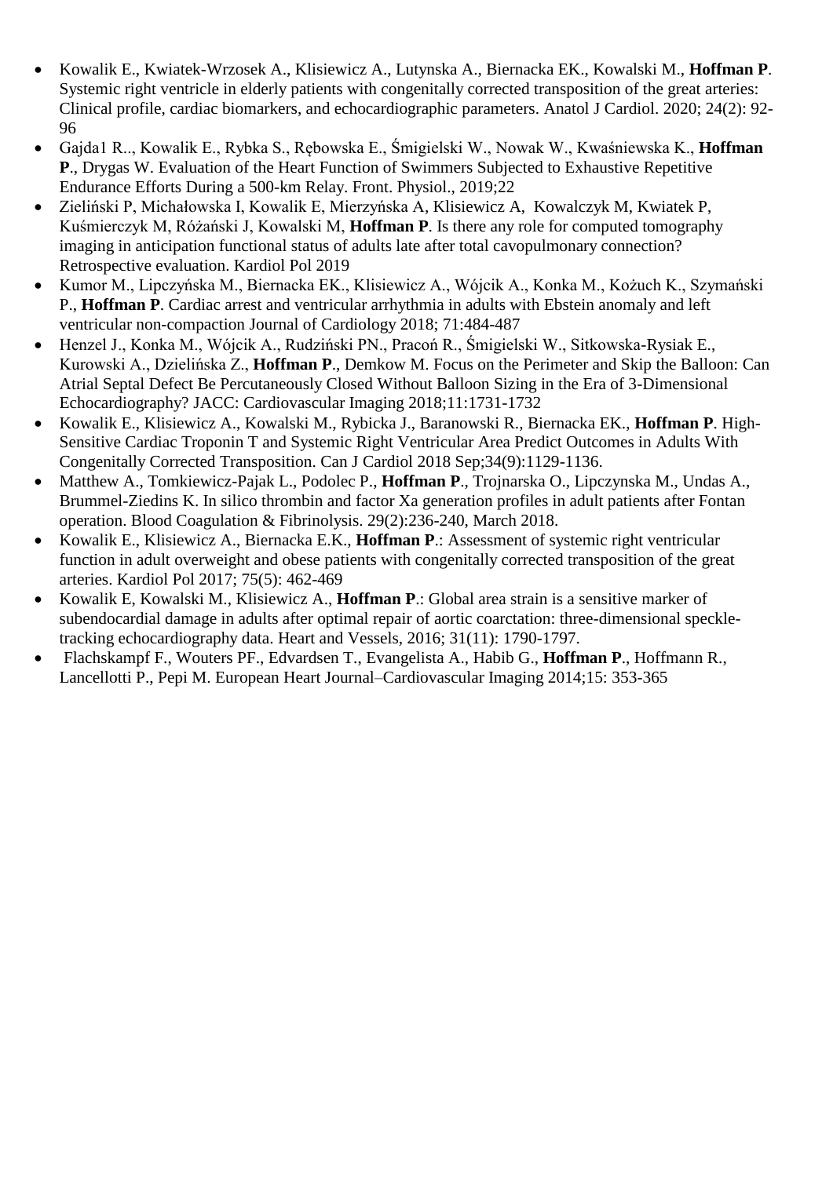- Kowalik E., Kwiatek-Wrzosek A., Klisiewicz A., Lutynska A., Biernacka EK., Kowalski M., **Hoffman P**. Systemic right ventricle in elderly patients with congenitally corrected transposition of the great arteries: Clinical profile, cardiac biomarkers, and echocardiographic parameters. Anatol J Cardiol. 2020; 24(2): 92-96
- Gajda1 R.., Kowalik E., Rybka S., Rębowska E., Śmigielski W., Nowak W., Kwaśniewska K., **Hoffman P**., Drygas W. Evaluation of the Heart Function of Swimmers Subjected to Exhaustive Repetitive Endurance Efforts During a 500-km Relay. Front. Physiol., 2019;22
- Zieliński P, Michałowska I, Kowalik E, Mierzyńska A, Klisiewicz A, Kowalczyk M, Kwiatek P, Kuśmierczyk M, Różański J, Kowalski M, **Hoffman P**. Is there any role for computed tomography imaging in anticipation functional status of adults late after total cavopulmonary connection? Retrospective evaluation. Kardiol Pol 2019
- Kumor M., Lipczyńska M., Biernacka EK., Klisiewicz A., Wójcik A., Konka M., Kożuch K., Szymański P., **Hoffman P**. Cardiac arrest and ventricular arrhythmia in adults with Ebstein anomaly and left ventricular non-compaction Journal of Cardiology 2018; 71:484-487
- Henzel J., Konka M., Wójcik A., Rudziński PN., Pracoń R., Śmigielski W., Sitkowska-Rysiak E., Kurowski A., Dzielińska Z., **Hoffman P**., Demkow M. Focus on the Perimeter and Skip the Balloon: Can Atrial Septal Defect Be Percutaneously Closed Without Balloon Sizing in the Era of 3-Dimensional Echocardiography? JACC: Cardiovascular Imaging 2018;11:1731-1732
- Kowalik E., Klisiewicz A., Kowalski M., Rybicka J., Baranowski R., Biernacka EK., **Hoffman P**. High-Sensitive Cardiac Troponin T and Systemic Right Ventricular Area Predict Outcomes in Adults With Congenitally Corrected Transposition. Can J Cardiol 2018 Sep;34(9):1129-1136.
- Matthew A., Tomkiewicz-Pajak L., Podolec P., **Hoffman P**., Trojnarska O., Lipczynska M., Undas A., Brummel-Ziedins K. In silico thrombin and factor Xa generation profiles in adult patients after Fontan operation. Blood Coagulation & Fibrinolysis. 29(2):236-240, March 2018.
- Kowalik E., Klisiewicz A., Biernacka E.K., **Hoffman P**.: Assessment of systemic right ventricular function in adult overweight and obese patients with congenitally corrected transposition of the great arteries. Kardiol Pol 2017; 75(5): 462-469
- Kowalik E, Kowalski M., Klisiewicz A., **Hoffman P**.: Global area strain is a sensitive marker of subendocardial damage in adults after optimal repair of aortic coarctation: three-dimensional speckle-tracking echocardiography data. Heart and Vessels, 2016; 31(11): 1790-1797.
- Flachskampf F., Wouters PF., Edvardsen T., Evangelista A., Habib G., **Hoffman P**., Hoffmann R., Lancellotti P., Pepi M. European Heart Journal–Cardiovascular Imaging 2014;15: 353-365